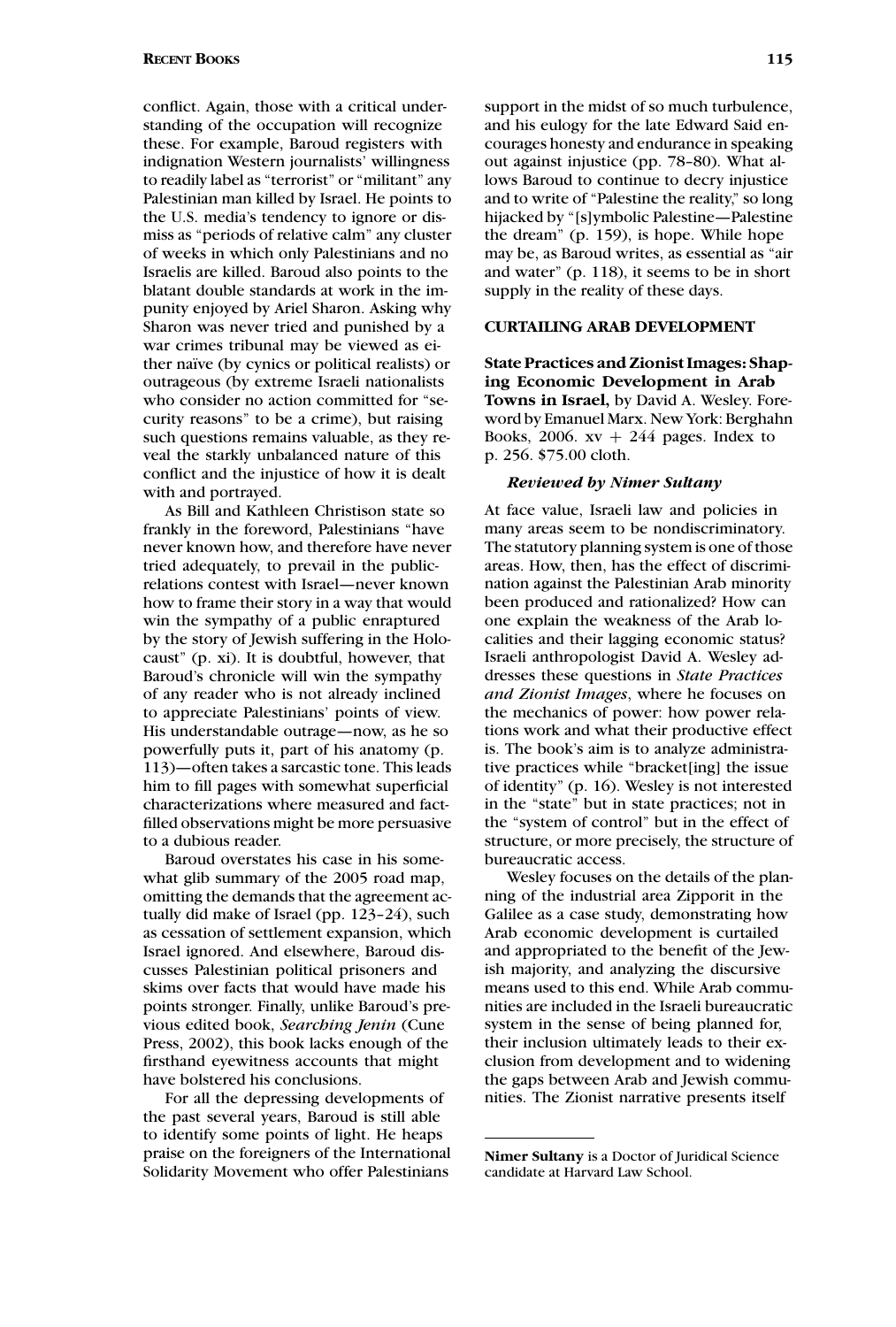conflict. Again, those with a critical understanding of the occupation will recognize these. For example, Baroud registers with indignation Western journalists' willingness to readily label as "terrorist" or "militant" any Palestinian man killed by Israel. He points to the U.S. media's tendency to ignore or dismiss as "periods of relative calm" any cluster of weeks in which only Palestinians and no Israelis are killed. Baroud also points to the blatant double standards at work in the impunity enjoyed by Ariel Sharon. Asking why Sharon was never tried and punished by a war crimes tribunal may be viewed as either naïve (by cynics or political realists) or outrageous (by extreme Israeli nationalists who consider no action committed for "security reasons" to be a crime), but raising such questions remains valuable, as they reveal the starkly unbalanced nature of this conflict and the injustice of how it is dealt with and portrayed.

As Bill and Kathleen Christison state so frankly in the foreword, Palestinians "have never known how, and therefore have never tried adequately, to prevail in the public-relations contest with Israel—never known how to frame their story in a way that would win the sympathy of a public enraptured by the story of Jewish suffering in the Holocaust" (p. xi). It is doubtful, however, that Baroud's chronicle will win the sympathy of any reader who is not already inclined to appreciate Palestinians' points of view. His understandable outrage—now, as he so powerfully puts it, part of his anatomy (p. 113)—often takes a sarcastic tone. This leads him to fill pages with somewhat superficial characterizations where measured and fact-filled observations might be more persuasive to a dubious reader.

Baroud overstates his case in his somewhat glib summary of the 2005 road map, omitting the demands that the agreement actually did make of Israel (pp. 123–24), such as cessation of settlement expansion, which Israel ignored. And elsewhere, Baroud discusses Palestinian political prisoners and skims over facts that would have made his points stronger. Finally, unlike Baroud's previous edited book, *Searching Jenin* (Cune Press, 2002), this book lacks enough of the firsthand eyewitness accounts that might have bolstered his conclusions.

For all the depressing developments of the past several years, Baroud is still able to identify some points of light. He heaps praise on the foreigners of the International Solidarity Movement who offer Palestinians support in the midst of so much turbulence, and his eulogy for the late Edward Said encourages honesty and endurance in speaking out against injustice (pp. 78–80). What allows Baroud to continue to decry injustice and to write of "Palestine the reality," so long hijacked by "[s]ymbolic Palestine—Palestine the dream" (p. 159), is hope. While hope may be, as Baroud writes, as essential as "air and water" (p. 118), it seems to be in short supply in the reality of these days.

## CURTAILING ARAB DEVELOPMENT

**State Practices and Zionist Images: Shaping Economic Development in Arab Towns in Israel,** by David A. Wesley. Foreword by Emanuel Marx. New York: Berghahn Books, 2006. xv + 244 pages. Index to p. 256. $75.00 cloth.

***Reviewed by Nimer Sultany***

At face value, Israeli law and policies in many areas seem to be nondiscriminatory. The statutory planning system is one of those areas. How, then, has the effect of discrimination against the Palestinian Arab minority been produced and rationalized? How can one explain the weakness of the Arab localities and their lagging economic status? Israeli anthropologist David A. Wesley addresses these questions in *State Practices and Zionist Images*, where he focuses on the mechanics of power: how power relations work and what their productive effect is. The book's aim is to analyze administrative practices while "bracket[ing] the issue of identity" (p. 16). Wesley is not interested in the "state" but in state practices; not in the "system of control" but in the effect of structure, or more precisely, the structure of bureaucratic access.

Wesley focuses on the details of the planning of the industrial area Zipporit in the Galilee as a case study, demonstrating how Arab economic development is curtailed and appropriated to the benefit of the Jewish majority, and analyzing the discursive means used to this end. While Arab communities are included in the Israeli bureaucratic system in the sense of being planned for, their inclusion ultimately leads to their exclusion from development and to widening the gaps between Arab and Jewish communities. The Zionist narrative presents itself

**Nimer Sultany** is a Doctor of Juridical Science candidate at Harvard Law School.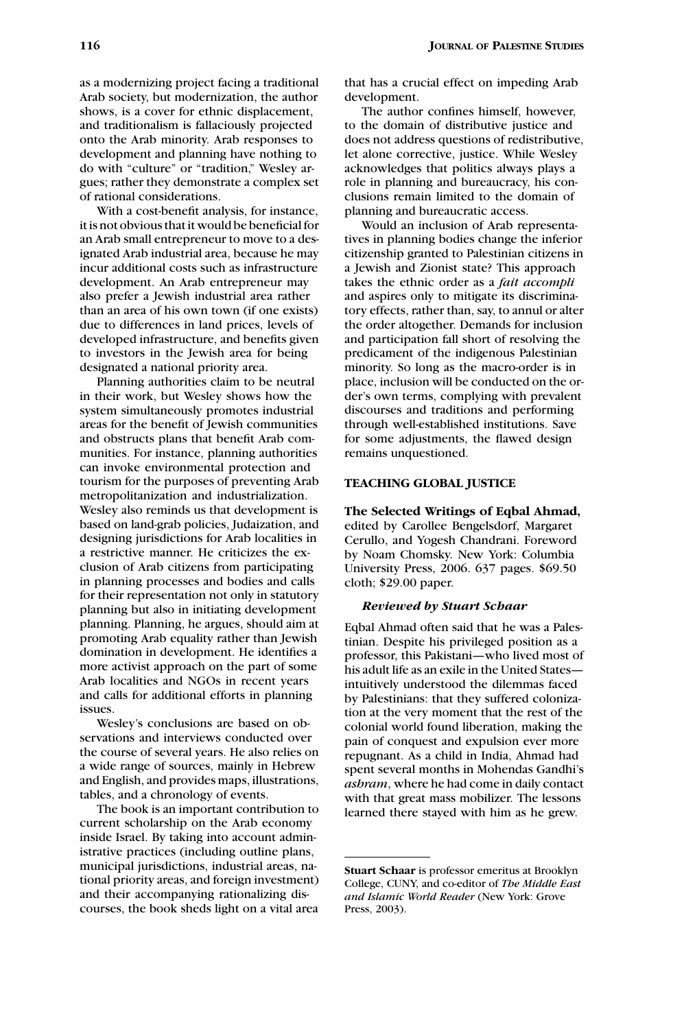as a modernizing project facing a traditional Arab society, but modernization, the author shows, is a cover for ethnic displacement, and traditionalism is fallaciously projected onto the Arab minority. Arab responses to development and planning have nothing to do with "culture" or "tradition," Wesley argues; rather they demonstrate a complex set of rational considerations.

With a cost-benefit analysis, for instance, it is not obvious that it would be beneficial for an Arab small entrepreneur to move to a designated Arab industrial area, because he may incur additional costs such as infrastructure development. An Arab entrepreneur may also prefer a Jewish industrial area rather than an area of his own town (if one exists) due to differences in land prices, levels of developed infrastructure, and benefits given to investors in the Jewish area for being designated a national priority area.

Planning authorities claim to be neutral in their work, but Wesley shows how the system simultaneously promotes industrial areas for the benefit of Jewish communities and obstructs plans that benefit Arab communities. For instance, planning authorities can invoke environmental protection and tourism for the purposes of preventing Arab metropolitanization and industrialization. Wesley also reminds us that development is based on land-grab policies, Judaization, and designing jurisdictions for Arab localities in a restrictive manner. He criticizes the exclusion of Arab citizens from participating in planning processes and bodies and calls for their representation not only in statutory planning but also in initiating development planning. Planning, he argues, should aim at promoting Arab equality rather than Jewish domination in development. He identifies a more activist approach on the part of some Arab localities and NGOs in recent years and calls for additional efforts in planning issues.

Wesley's conclusions are based on observations and interviews conducted over the course of several years. He also relies on a wide range of sources, mainly in Hebrew and English, and provides maps, illustrations, tables, and a chronology of events.

The book is an important contribution to current scholarship on the Arab economy inside Israel. By taking into account administrative practices (including outline plans, municipal jurisdictions, industrial areas, national priority areas, and foreign investment) and their accompanying rationalizing discourses, the book sheds light on a vital area that has a crucial effect on impeding Arab development.

The author confines himself, however, to the domain of distributive justice and does not address questions of redistributive, let alone corrective, justice. While Wesley acknowledges that politics always plays a role in planning and bureaucracy, his conclusions remain limited to the domain of planning and bureaucratic access.

Would an inclusion of Arab representatives in planning bodies change the inferior citizenship granted to Palestinian citizens in a Jewish and Zionist state? This approach takes the ethnic order as a *fait accompli* and aspires only to mitigate its discriminatory effects, rather than, say, to annul or alter the order altogether. Demands for inclusion and participation fall short of resolving the predicament of the indigenous Palestinian minority. So long as the macro-order is in place, inclusion will be conducted on the order's own terms, complying with prevalent discourses and traditions and performing through well-established institutions. Save for some adjustments, the flawed design remains unquestioned.

## TEACHING GLOBAL JUSTICE

**The Selected Writings of Eqbal Ahmad,** edited by Carollee Bengelsdorf, Margaret Cerullo, and Yogesh Chandrani. Foreword by Noam Chomsky. New York: Columbia University Press, 2006. 637 pages. $69.50 cloth; $29.00 paper.

***Reviewed by Stuart Schaar***

Eqbal Ahmad often said that he was a Palestinian. Despite his privileged position as a professor, this Pakistani—who lived most of his adult life as an exile in the United States—intuitively understood the dilemmas faced by Palestinians: that they suffered colonization at the very moment that the rest of the colonial world found liberation, making the pain of conquest and expulsion ever more repugnant. As a child in India, Ahmad had spent several months in Mohendas Gandhi's *ashram*, where he had come in daily contact with that great mass mobilizer. The lessons learned there stayed with him as he grew.

---

**Stuart Schaar** is professor emeritus at Brooklyn College, CUNY, and co-editor of *The Middle East and Islamic World Reader* (New York: Grove Press, 2003).